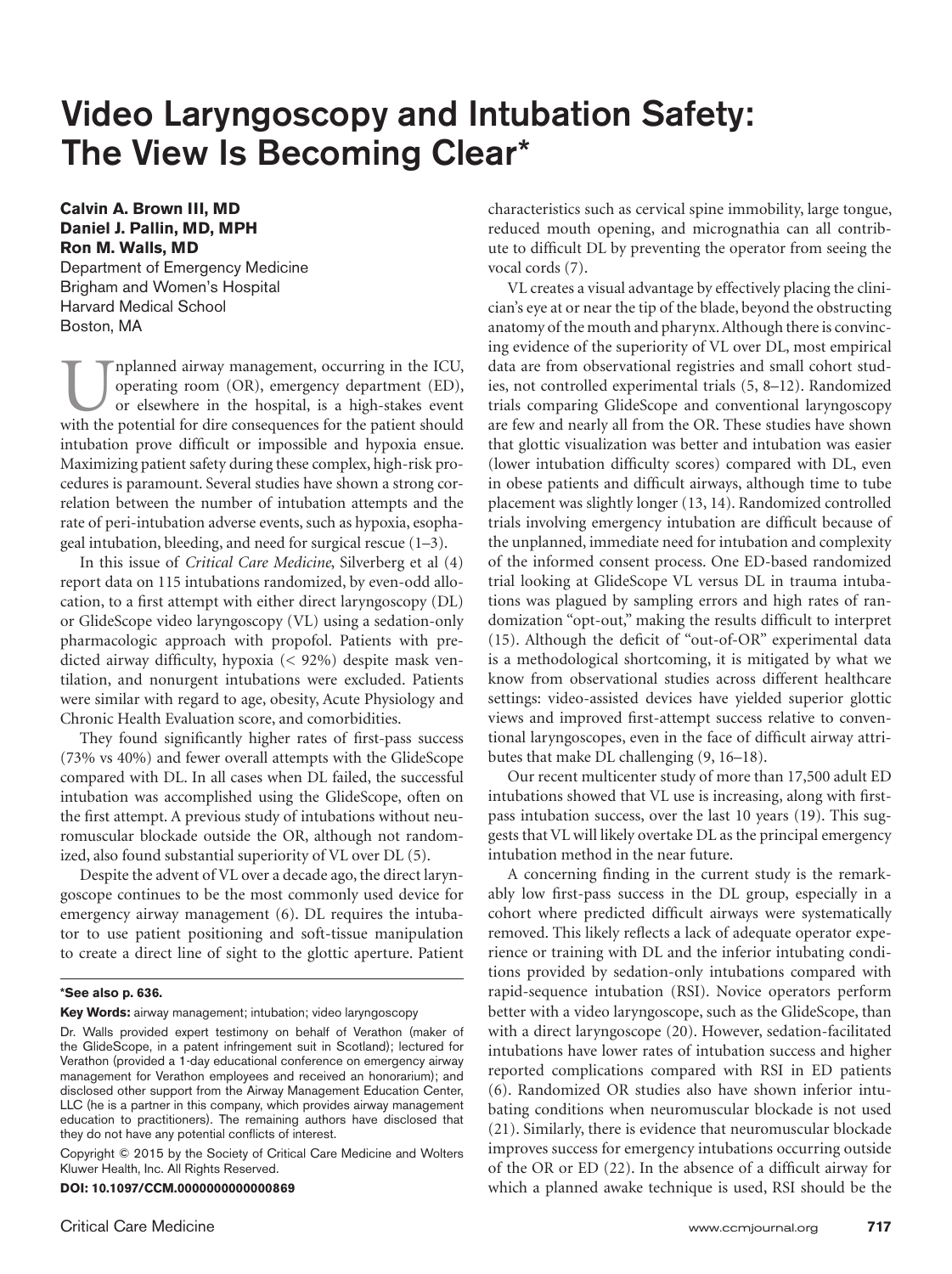# Video Laryngoscopy and Intubation Safety: The View Is Becoming Clear*

**Calvin A. Brown III, MD**
**Daniel J. Pallin, MD, MPH**
**Ron M. Walls, MD**
Department of Emergency Medicine
Brigham and Women's Hospital
Harvard Medical School
Boston, MA

Unplanned airway management, occurring in the ICU, operating room (OR), emergency department (ED), or elsewhere in the hospital, is a high-stakes event with the potential for dire consequences for the patient should intubation prove difficult or impossible and hypoxia ensue. Maximizing patient safety during these complex, high-risk procedures is paramount. Several studies have shown a strong correlation between the number of intubation attempts and the rate of peri-intubation adverse events, such as hypoxia, esophageal intubation, bleeding, and need for surgical rescue (1–3).

In this issue of *Critical Care Medicine*, Silverberg et al (4) report data on 115 intubations randomized, by even-odd allocation, to a first attempt with either direct laryngoscopy (DL) or GlideScope video laryngoscopy (VL) using a sedation-only pharmacologic approach with propofol. Patients with predicted airway difficulty, hypoxia (< 92%) despite mask ventilation, and nonurgent intubations were excluded. Patients were similar with regard to age, obesity, Acute Physiology and Chronic Health Evaluation score, and comorbidities.

They found significantly higher rates of first-pass success (73% vs 40%) and fewer overall attempts with the GlideScope compared with DL. In all cases when DL failed, the successful intubation was accomplished using the GlideScope, often on the first attempt. A previous study of intubations without neuromuscular blockade outside the OR, although not randomized, also found substantial superiority of VL over DL (5).

Despite the advent of VL over a decade ago, the direct laryngoscope continues to be the most commonly used device for emergency airway management (6). DL requires the intubator to use patient positioning and soft-tissue manipulation to create a direct line of sight to the glottic aperture. Patient characteristics such as cervical spine immobility, large tongue, reduced mouth opening, and micrognathia can all contribute to difficult DL by preventing the operator from seeing the vocal cords (7).

VL creates a visual advantage by effectively placing the clinician's eye at or near the tip of the blade, beyond the obstructing anatomy of the mouth and pharynx. Although there is convincing evidence of the superiority of VL over DL, most empirical data are from observational registries and small cohort studies, not controlled experimental trials (5, 8–12). Randomized trials comparing GlideScope and conventional laryngoscopy are few and nearly all from the OR. These studies have shown that glottic visualization was better and intubation was easier (lower intubation difficulty scores) compared with DL, even in obese patients and difficult airways, although time to tube placement was slightly longer (13, 14). Randomized controlled trials involving emergency intubation are difficult because of the unplanned, immediate need for intubation and complexity of the informed consent process. One ED-based randomized trial looking at GlideScope VL versus DL in trauma intubations was plagued by sampling errors and high rates of randomization "opt-out," making the results difficult to interpret (15). Although the deficit of "out-of-OR" experimental data is a methodological shortcoming, it is mitigated by what we know from observational studies across different healthcare settings: video-assisted devices have yielded superior glottic views and improved first-attempt success relative to conventional laryngoscopes, even in the face of difficult airway attributes that make DL challenging (9, 16–18).

Our recent multicenter study of more than 17,500 adult ED intubations showed that VL use is increasing, along with first-pass intubation success, over the last 10 years (19). This suggests that VL will likely overtake DL as the principal emergency intubation method in the near future.

A concerning finding in the current study is the remarkably low first-pass success in the DL group, especially in a cohort where predicted difficult airways were systematically removed. This likely reflects a lack of adequate operator experience or training with DL and the inferior intubating conditions provided by sedation-only intubations compared with rapid-sequence intubation (RSI). Novice operators perform better with a video laryngoscope, such as the GlideScope, than with a direct laryngoscope (20). However, sedation-facilitated intubations have lower rates of intubation success and higher reported complications compared with RSI in ED patients (6). Randomized OR studies also have shown inferior intubating conditions when neuromuscular blockade is not used (21). Similarly, there is evidence that neuromuscular blockade improves success for emergency intubations occurring outside of the OR or ED (22). In the absence of a difficult airway for which a planned awake technique is used, RSI should be the

---

**\*See also p. 636.**

**Key Words:** airway management; intubation; video laryngoscopy

Dr. Walls provided expert testimony on behalf of Verathon (maker of the GlideScope, in a patent infringement suit in Scotland); lectured for Verathon (provided a 1-day educational conference on emergency airway management for Verathon employees and received an honorarium); and disclosed other support from the Airway Management Education Center, LLC (he is a partner in this company, which provides airway management education to practitioners). The remaining authors have disclosed that they do not have any potential conflicts of interest.

Copyright © 2015 by the Society of Critical Care Medicine and Wolters Kluwer Health, Inc. All Rights Reserved.

**DOI: 10.1097/CCM.0000000000000869**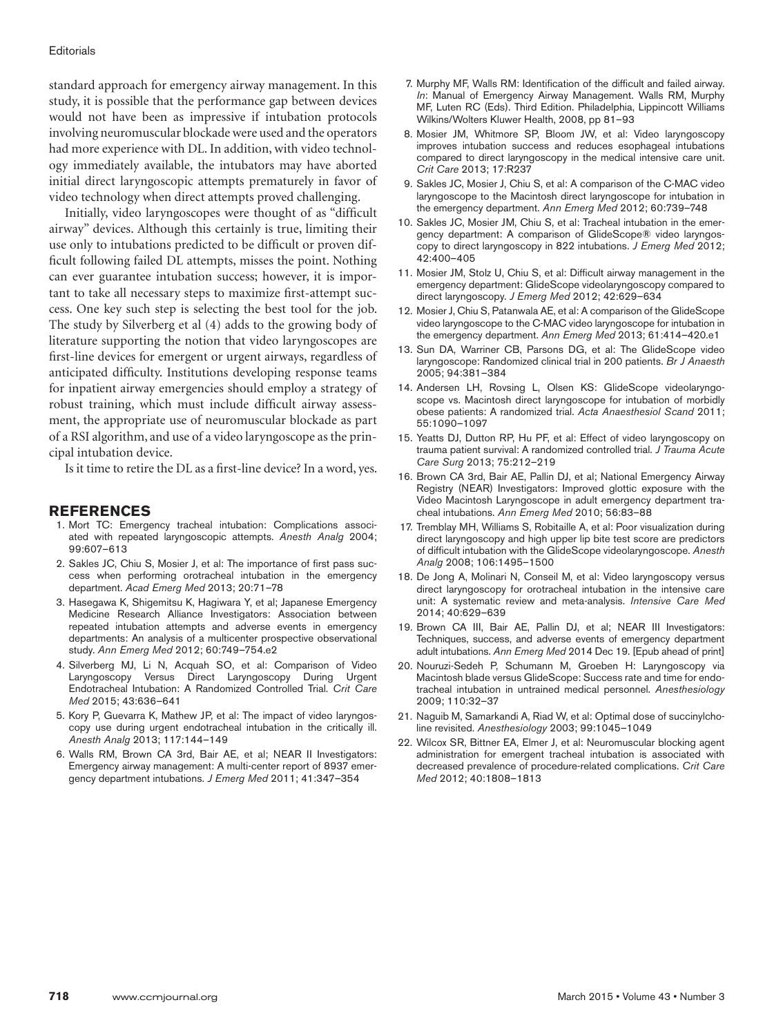standard approach for emergency airway management. In this study, it is possible that the performance gap between devices would not have been as impressive if intubation protocols involving neuromuscular blockade were used and the operators had more experience with DL. In addition, with video technology immediately available, the intubators may have aborted initial direct laryngoscopic attempts prematurely in favor of video technology when direct attempts proved challenging.

Initially, video laryngoscopes were thought of as "difficult airway" devices. Although this certainly is true, limiting their use only to intubations predicted to be difficult or proven difficult following failed DL attempts, misses the point. Nothing can ever guarantee intubation success; however, it is important to take all necessary steps to maximize first-attempt success. One key such step is selecting the best tool for the job. The study by Silverberg et al (4) adds to the growing body of literature supporting the notion that video laryngoscopes are first-line devices for emergent or urgent airways, regardless of anticipated difficulty. Institutions developing response teams for inpatient airway emergencies should employ a strategy of robust training, which must include difficult airway assessment, the appropriate use of neuromuscular blockade as part of a RSI algorithm, and use of a video laryngoscope as the principal intubation device.

Is it time to retire the DL as a first-line device? In a word, yes.

## REFERENCES

1. Mort TC: Emergency tracheal intubation: Complications associated with repeated laryngoscopic attempts. *Anesth Analg* 2004; 99:607–613
2. Sakles JC, Chiu S, Mosier J, et al: The importance of first pass success when performing orotracheal intubation in the emergency department. *Acad Emerg Med* 2013; 20:71–78
3. Hasegawa K, Shigemitsu K, Hagiwara Y, et al; Japanese Emergency Medicine Research Alliance Investigators: Association between repeated intubation attempts and adverse events in emergency departments: An analysis of a multicenter prospective observational study. *Ann Emerg Med* 2012; 60:749–754.e2
4. Silverberg MJ, Li N, Acquah SO, et al: Comparison of Video Laryngoscopy Versus Direct Laryngoscopy During Urgent Endotracheal Intubation: A Randomized Controlled Trial. *Crit Care Med* 2015; 43:636–641
5. Kory P, Guevarra K, Mathew JP, et al: The impact of video laryngoscopy use during urgent endotracheal intubation in the critically ill. *Anesth Analg* 2013; 117:144–149
6. Walls RM, Brown CA 3rd, Bair AE, et al; NEAR II Investigators: Emergency airway management: A multi-center report of 8937 emergency department intubations. *J Emerg Med* 2011; 41:347–354
7. Murphy MF, Walls RM: Identification of the difficult and failed airway. *In*: Manual of Emergency Airway Management. Walls RM, Murphy MF, Luten RC (Eds). Third Edition. Philadelphia, Lippincott Williams Wilkins/Wolters Kluwer Health, 2008, pp 81–93
8. Mosier JM, Whitmore SP, Bloom JW, et al: Video laryngoscopy improves intubation success and reduces esophageal intubations compared to direct laryngoscopy in the medical intensive care unit. *Crit Care* 2013; 17:R237
9. Sakles JC, Mosier J, Chiu S, et al: A comparison of the C-MAC video laryngoscope to the Macintosh direct laryngoscope for intubation in the emergency department. *Ann Emerg Med* 2012; 60:739–748
10. Sakles JC, Mosier JM, Chiu S, et al: Tracheal intubation in the emergency department: A comparison of GlideScope® video laryngoscopy to direct laryngoscopy in 822 intubations. *J Emerg Med* 2012; 42:400–405
11. Mosier JM, Stolz U, Chiu S, et al: Difficult airway management in the emergency department: GlideScope videolaryngoscopy compared to direct laryngoscopy. *J Emerg Med* 2012; 42:629–634
12. Mosier J, Chiu S, Patanwala AE, et al: A comparison of the GlideScope video laryngoscope to the C-MAC video laryngoscope for intubation in the emergency department. *Ann Emerg Med* 2013; 61:414–420.e1
13. Sun DA, Warriner CB, Parsons DG, et al: The GlideScope video laryngoscope: Randomized clinical trial in 200 patients. *Br J Anaesth* 2005; 94:381–384
14. Andersen LH, Rovsing L, Olsen KS: GlideScope videolaryngoscope vs. Macintosh direct laryngoscope for intubation of morbidly obese patients: A randomized trial. *Acta Anaesthesiol Scand* 2011; 55:1090–1097
15. Yeatts DJ, Dutton RP, Hu PF, et al: Effect of video laryngoscopy on trauma patient survival: A randomized controlled trial. *J Trauma Acute Care Surg* 2013; 75:212–219
16. Brown CA 3rd, Bair AE, Pallin DJ, et al; National Emergency Airway Registry (NEAR) Investigators: Improved glottic exposure with the Video Macintosh Laryngoscope in adult emergency department tracheal intubations. *Ann Emerg Med* 2010; 56:83–88
17. Tremblay MH, Williams S, Robitaille A, et al: Poor visualization during direct laryngoscopy and high upper lip bite test score are predictors of difficult intubation with the GlideScope videolaryngoscope. *Anesth Analg* 2008; 106:1495–1500
18. De Jong A, Molinari N, Conseil M, et al: Video laryngoscopy versus direct laryngoscopy for orotracheal intubation in the intensive care unit: A systematic review and meta-analysis. *Intensive Care Med* 2014; 40:629–639
19. Brown CA III, Bair AE, Pallin DJ, et al; NEAR III Investigators: Techniques, success, and adverse events of emergency department adult intubations. *Ann Emerg Med* 2014 Dec 19. [Epub ahead of print]
20. Nouruzi-Sedeh P, Schumann M, Groeben H: Laryngoscopy via Macintosh blade versus GlideScope: Success rate and time for endotracheal intubation in untrained medical personnel. *Anesthesiology* 2009; 110:32–37
21. Naguib M, Samarkandi A, Riad W, et al: Optimal dose of succinylcholine revisited. *Anesthesiology* 2003; 99:1045–1049
22. Wilcox SR, Bittner EA, Elmer J, et al: Neuromuscular blocking agent administration for emergent tracheal intubation is associated with decreased prevalence of procedure-related complications. *Crit Care Med* 2012; 40:1808–1813